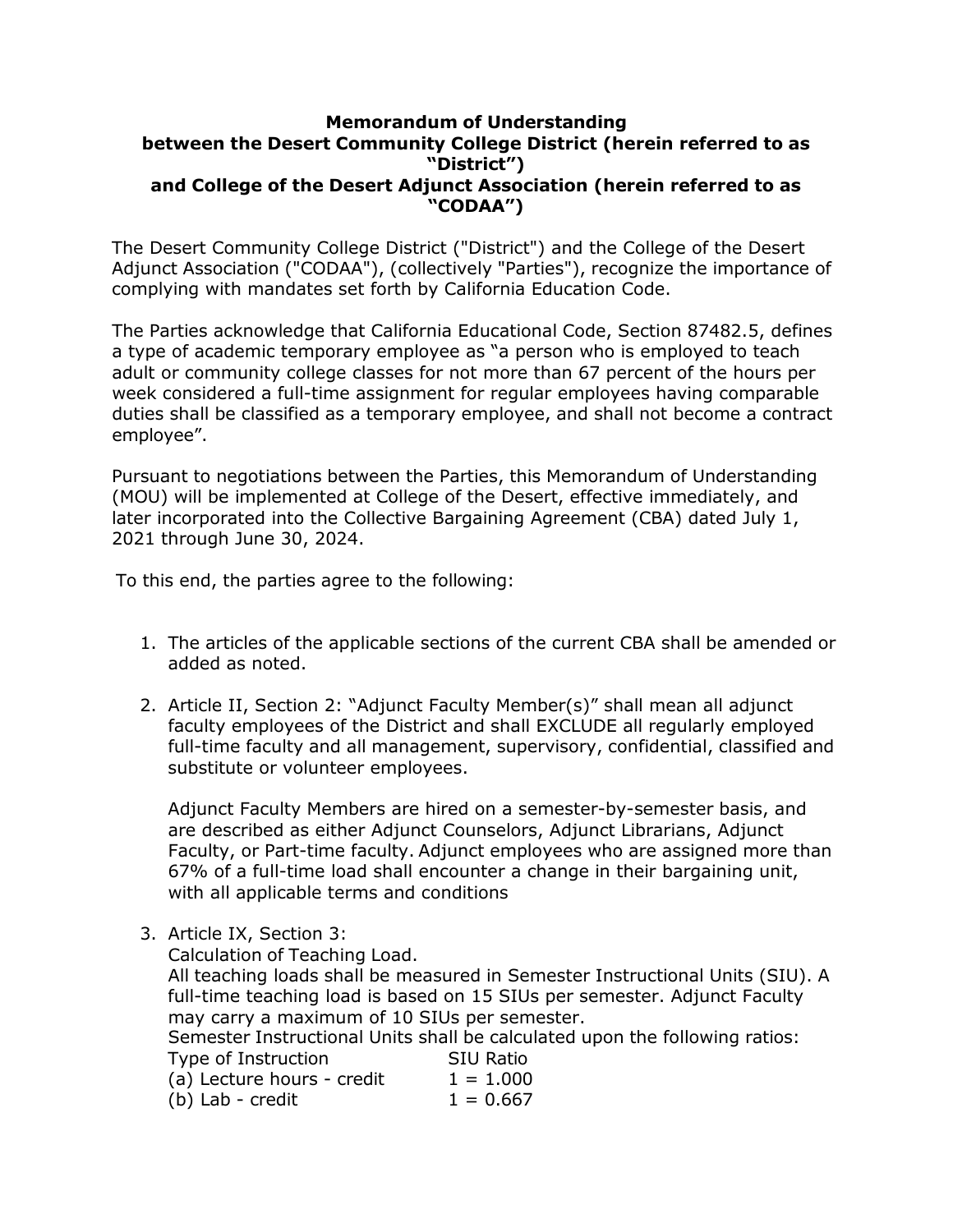**Memorandum of Understanding**
**between the Desert Community College District (herein referred to as "District")**
**and College of the Desert Adjunct Association (herein referred to as "CODAA")**

The Desert Community College District ("District") and the College of the Desert Adjunct Association ("CODAA"), (collectively "Parties"), recognize the importance of complying with mandates set forth by California Education Code.

The Parties acknowledge that California Educational Code, Section 87482.5, defines a type of academic temporary employee as "a person who is employed to teach adult or community college classes for not more than 67 percent of the hours per week considered a full-time assignment for regular employees having comparable duties shall be classified as a temporary employee, and shall not become a contract employee".

Pursuant to negotiations between the Parties, this Memorandum of Understanding (MOU) will be implemented at College of the Desert, effective immediately, and later incorporated into the Collective Bargaining Agreement (CBA) dated July 1, 2021 through June 30, 2024.

To this end, the parties agree to the following:

1. The articles of the applicable sections of the current CBA shall be amended or added as noted.

2. Article II, Section 2: "Adjunct Faculty Member(s)" shall mean all adjunct faculty employees of the District and shall EXCLUDE all regularly employed full-time faculty and all management, supervisory, confidential, classified and substitute or volunteer employees.

   Adjunct Faculty Members are hired on a semester-by-semester basis, and are described as either Adjunct Counselors, Adjunct Librarians, Adjunct Faculty, or Part-time faculty. Adjunct employees who are assigned more than 67% of a full-time load shall encounter a change in their bargaining unit, with all applicable terms and conditions

3. Article IX, Section 3:
   Calculation of Teaching Load.
   All teaching loads shall be measured in Semester Instructional Units (SIU). A full-time teaching load is based on 15 SIUs per semester. Adjunct Faculty may carry a maximum of 10 SIUs per semester.
   Semester Instructional Units shall be calculated upon the following ratios:

   | Type of Instruction | SIU Ratio |
   |---|---|
   | (a) Lecture hours - credit | 1 = 1.000 |
   | (b) Lab - credit | 1 = 0.667 |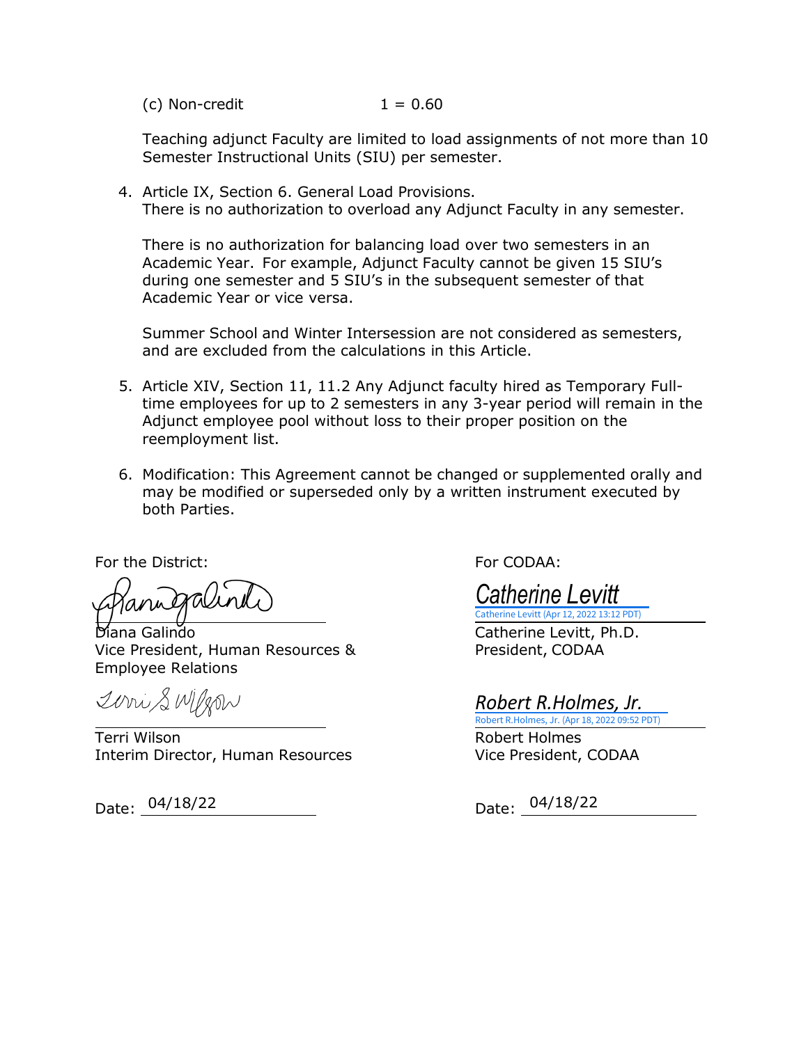(c) Non-credit 1 = 0.60

Teaching adjunct Faculty are limited to load assignments of not more than 10 Semester Instructional Units (SIU) per semester.

4. Article IX, Section 6. General Load Provisions.
   There is no authorization to overload any Adjunct Faculty in any semester.

   There is no authorization for balancing load over two semesters in an Academic Year. For example, Adjunct Faculty cannot be given 15 SIU's during one semester and 5 SIU's in the subsequent semester of that Academic Year or vice versa.

   Summer School and Winter Intersession are not considered as semesters, and are excluded from the calculations in this Article.

5. Article XIV, Section 11, 11.2 Any Adjunct faculty hired as Temporary Full-time employees for up to 2 semesters in any 3-year period will remain in the Adjunct employee pool without loss to their proper position on the reemployment list.

6. Modification: This Agreement cannot be changed or supplemented orally and may be modified or superseded only by a written instrument executed by both Parties.

For the District:

Diana Galindo
Vice President, Human Resources & Employee Relations

Terri Wilson
Interim Director, Human Resources

Date: 04/18/22

For CODAA:

Catherine Levitt
Catherine Levitt (Apr 12, 2022 13:12 PDT)
Catherine Levitt, Ph.D.
President, CODAA

Robert R.Holmes, Jr.
Robert R.Holmes, Jr. (Apr 18, 2022 09:52 PDT)
Robert Holmes
Vice President, CODAA

Date: 04/18/22